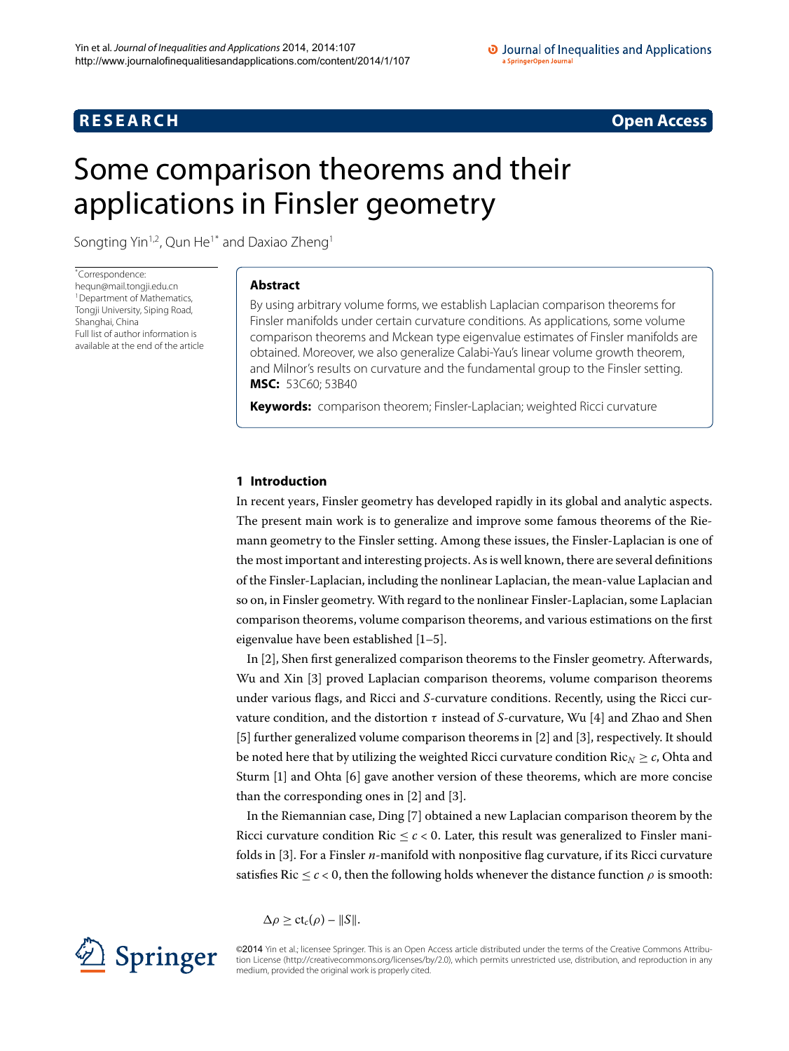**RESEARCH** **Open Access**

# Some comparison theorems and their applications in Finsler geometry

Songting Yin[1,2], Qun He[1*] and Daxiao Zheng[1]

*Correspondence: hequn@mail.tongji.edu.cn
[1]Department of Mathematics, Tongji University, Siping Road, Shanghai, China
Full list of author information is available at the end of the article

## Abstract

By using arbitrary volume forms, we establish Laplacian comparison theorems for Finsler manifolds under certain curvature conditions. As applications, some volume comparison theorems and Mckean type eigenvalue estimates of Finsler manifolds are obtained. Moreover, we also generalize Calabi-Yau's linear volume growth theorem, and Milnor's results on curvature and the fundamental group to the Finsler setting.

**MSC:** 53C60; 53B40

**Keywords:** comparison theorem; Finsler-Laplacian; weighted Ricci curvature

## 1 Introduction

In recent years, Finsler geometry has developed rapidly in its global and analytic aspects. The present main work is to generalize and improve some famous theorems of the Riemann geometry to the Finsler setting. Among these issues, the Finsler-Laplacian is one of the most important and interesting projects. As is well known, there are several definitions of the Finsler-Laplacian, including the nonlinear Laplacian, the mean-value Laplacian and so on, in Finsler geometry. With regard to the nonlinear Finsler-Laplacian, some Laplacian comparison theorems, volume comparison theorems, and various estimations on the first eigenvalue have been established [1–5].

In [2], Shen first generalized comparison theorems to the Finsler geometry. Afterwards, Wu and Xin [3] proved Laplacian comparison theorems, volume comparison theorems under various flags, and Ricci and $S$-curvature conditions. Recently, using the Ricci curvature condition, and the distortion $\tau$ instead of $S$-curvature, Wu [4] and Zhao and Shen [5] further generalized volume comparison theorems in [2] and [3], respectively. It should be noted here that by utilizing the weighted Ricci curvature condition $\mathrm{Ric}_N \geq c$, Ohta and Sturm [1] and Ohta [6] gave another version of these theorems, which are more concise than the corresponding ones in [2] and [3].

In the Riemannian case, Ding [7] obtained a new Laplacian comparison theorem by the Ricci curvature condition $\mathrm{Ric} \leq c < 0$. Later, this result was generalized to Finsler manifolds in [3]. For a Finsler $n$-manifold with nonpositive flag curvature, if its Ricci curvature satisfies $\mathrm{Ric} \leq c < 0$, then the following holds whenever the distance function $\rho$ is smooth:

$$\Delta\rho \geq \mathrm{ct}_c(\rho) - \|S\|.$$

©2014 Yin et al.; licensee Springer. This is an Open Access article distributed under the terms of the Creative Commons Attribution License (http://creativecommons.org/licenses/by/2.0), which permits unrestricted use, distribution, and reproduction in any medium, provided the original work is properly cited.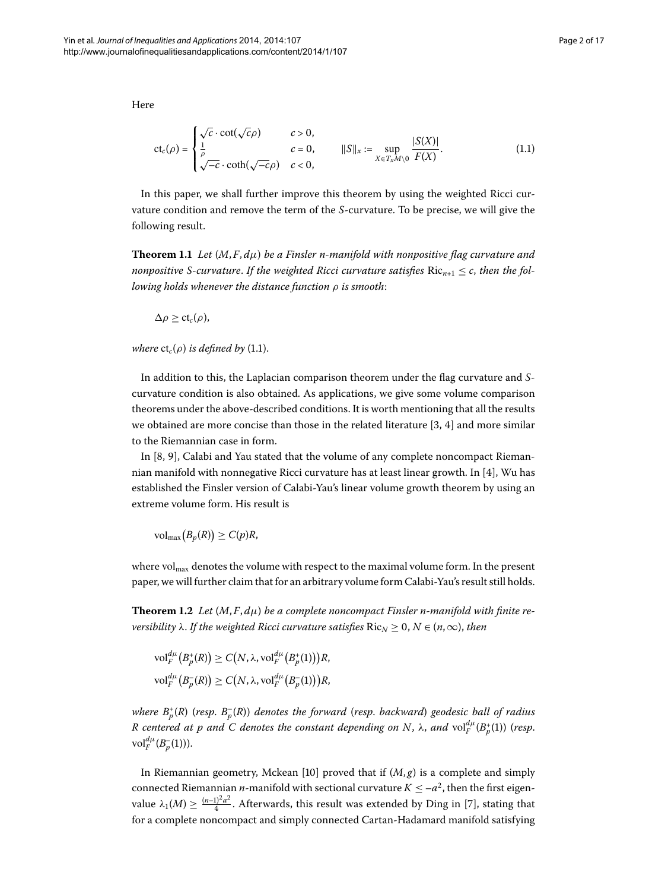Here

$$\mathrm{ct}_c(\rho) = \begin{cases} \sqrt{c}\cdot\cot(\sqrt{c}\rho) & c > 0, \\ \frac{1}{\rho} & c = 0, \\ \sqrt{-c}\cdot\coth(\sqrt{-c}\rho) & c < 0, \end{cases} \qquad \|S\|_x := \sup_{X\in T_xM\setminus 0}\frac{|S(X)|}{F(X)}. \tag{1.1}$$

In this paper, we shall further improve this theorem by using the weighted Ricci curvature condition and remove the term of the $S$-curvature. To be precise, we will give the following result.

**Theorem 1.1** *Let $(M, F, d\mu)$ be a Finsler $n$-manifold with nonpositive flag curvature and nonpositive $S$-curvature. If the weighted Ricci curvature satisfies $\mathrm{Ric}_{n+1} \le c$, then the following holds whenever the distance function $\rho$ is smooth*:

$$\Delta\rho \ge \mathrm{ct}_c(\rho),$$

*where $\mathrm{ct}_c(\rho)$ is defined by* (1.1).

In addition to this, the Laplacian comparison theorem under the flag curvature and $S$-curvature condition is also obtained. As applications, we give some volume comparison theorems under the above-described conditions. It is worth mentioning that all the results we obtained are more concise than those in the related literature [3, 4] and more similar to the Riemannian case in form.

In [8, 9], Calabi and Yau stated that the volume of any complete noncompact Riemannian manifold with nonnegative Ricci curvature has at least linear growth. In [4], Wu has established the Finsler version of Calabi-Yau's linear volume growth theorem by using an extreme volume form. His result is

$$\mathrm{vol}_{\max}\big(B_p(R)\big) \ge C(p)R,$$

where $\mathrm{vol}_{\max}$ denotes the volume with respect to the maximal volume form. In the present paper, we will further claim that for an arbitrary volume form Calabi-Yau's result still holds.

**Theorem 1.2** *Let $(M, F, d\mu)$ be a complete noncompact Finsler $n$-manifold with finite reversibility $\lambda$. If the weighted Ricci curvature satisfies $\mathrm{Ric}_N \ge 0$, $N \in (n, \infty)$, then*

$$\mathrm{vol}_F^{d\mu}\big(B_p^+(R)\big) \ge C\big(N, \lambda, \mathrm{vol}_F^{d\mu}\big(B_p^+(1)\big)\big)R,$$
$$\mathrm{vol}_F^{d\mu}\big(B_p^-(R)\big) \ge C\big(N, \lambda, \mathrm{vol}_F^{d\mu}\big(B_p^-(1)\big)\big)R,$$

*where $B_p^+(R)$* (*resp. $B_p^-(R)$*) *denotes the forward* (*resp. backward*) *geodesic ball of radius $R$ centered at $p$ and $C$ denotes the constant depending on $N$, $\lambda$, and $\mathrm{vol}_F^{d\mu}(B_p^+(1))$* (*resp. $\mathrm{vol}_F^{d\mu}(B_p^-(1))$*).

In Riemannian geometry, Mckean [10] proved that if $(M, g)$ is a complete and simply connected Riemannian $n$-manifold with sectional curvature $K \le -a^2$, then the first eigenvalue $\lambda_1(M) \ge \frac{(n-1)^2a^2}{4}$. Afterwards, this result was extended by Ding in [7], stating that for a complete noncompact and simply connected Cartan-Hadamard manifold satisfying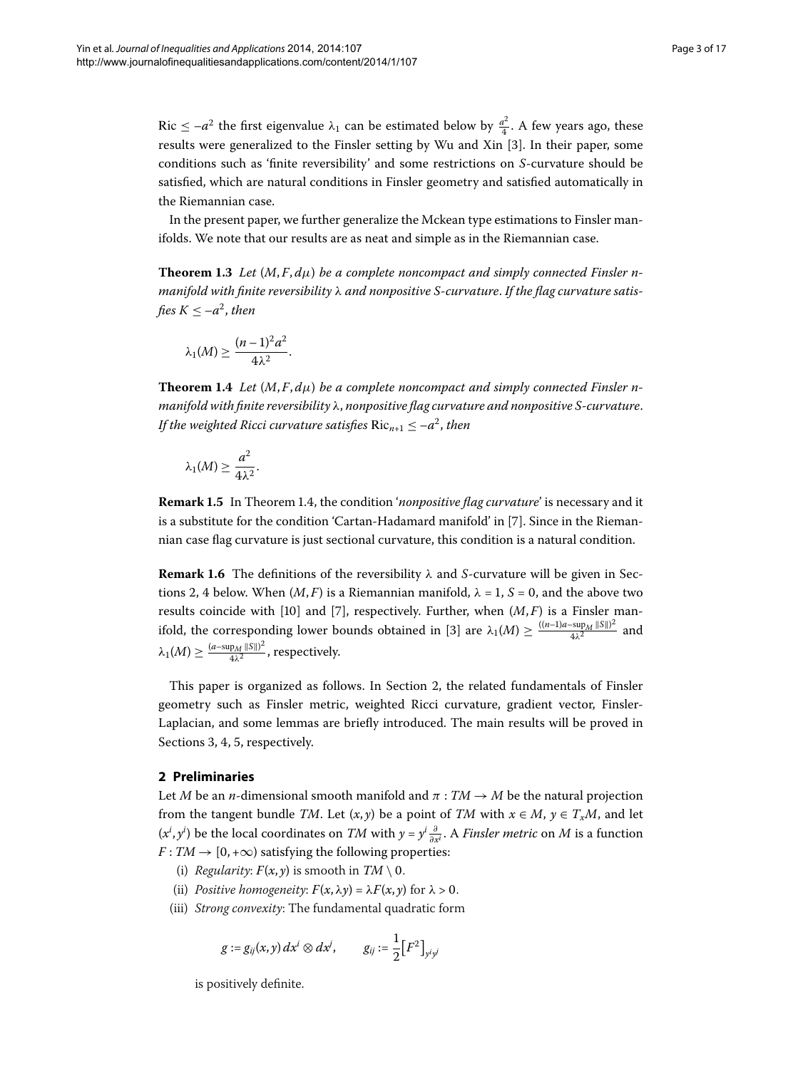Ric $\leq -a^2$ the first eigenvalue $\lambda_1$ can be estimated below by $\frac{a^2}{4}$. A few years ago, these results were generalized to the Finsler setting by Wu and Xin [3]. In their paper, some conditions such as 'finite reversibility' and some restrictions on $S$-curvature should be satisfied, which are natural conditions in Finsler geometry and satisfied automatically in the Riemannian case.

In the present paper, we further generalize the Mckean type estimations to Finsler manifolds. We note that our results are as neat and simple as in the Riemannian case.

**Theorem 1.3** *Let $(M, F, d\mu)$ be a complete noncompact and simply connected Finsler $n$-manifold with finite reversibility $\lambda$ and nonpositive $S$-curvature. If the flag curvature satisfies $K \leq -a^2$, then*

$$\lambda_1(M) \geq \frac{(n-1)^2 a^2}{4\lambda^2}.$$

**Theorem 1.4** *Let $(M, F, d\mu)$ be a complete noncompact and simply connected Finsler $n$-manifold with finite reversibility $\lambda$, nonpositive flag curvature and nonpositive $S$-curvature. If the weighted Ricci curvature satisfies $\mathrm{Ric}_{n+1} \leq -a^2$, then*

$$\lambda_1(M) \geq \frac{a^2}{4\lambda^2}.$$

**Remark 1.5** In Theorem 1.4, the condition '*nonpositive flag curvature*' is necessary and it is a substitute for the condition 'Cartan-Hadamard manifold' in [7]. Since in the Riemannian case flag curvature is just sectional curvature, this condition is a natural condition.

**Remark 1.6** The definitions of the reversibility $\lambda$ and $S$-curvature will be given in Sections 2, 4 below. When $(M, F)$ is a Riemannian manifold, $\lambda = 1$, $S = 0$, and the above two results coincide with [10] and [7], respectively. Further, when $(M, F)$ is a Finsler manifold, the corresponding lower bounds obtained in [3] are $\lambda_1(M) \geq \frac{((n-1)a - \sup_M \|S\|)^2}{4\lambda^2}$ and $\lambda_1(M) \geq \frac{(a - \sup_M \|S\|)^2}{4\lambda^2}$, respectively.

This paper is organized as follows. In Section 2, the related fundamentals of Finsler geometry such as Finsler metric, weighted Ricci curvature, gradient vector, Finsler-Laplacian, and some lemmas are briefly introduced. The main results will be proved in Sections 3, 4, 5, respectively.

## 2 Preliminaries

Let $M$ be an $n$-dimensional smooth manifold and $\pi : TM \to M$ be the natural projection from the tangent bundle $TM$. Let $(x, y)$ be a point of $TM$ with $x \in M$, $y \in T_xM$, and let $(x^i, y^i)$ be the local coordinates on $TM$ with $y = y^i \frac{\partial}{\partial x^i}$. A *Finsler metric* on $M$ is a function $F : TM \to [0, +\infty)$ satisfying the following properties:

(i) *Regularity*: $F(x, y)$ is smooth in $TM \setminus 0$.

(ii) *Positive homogeneity*: $F(x, \lambda y) = \lambda F(x, y)$ for $\lambda > 0$.

(iii) *Strong convexity*: The fundamental quadratic form

$$g := g_{ij}(x, y)\, dx^i \otimes dx^j, \qquad g_{ij} := \frac{1}{2}\big[F^2\big]_{y^i y^j}$$

is positively definite.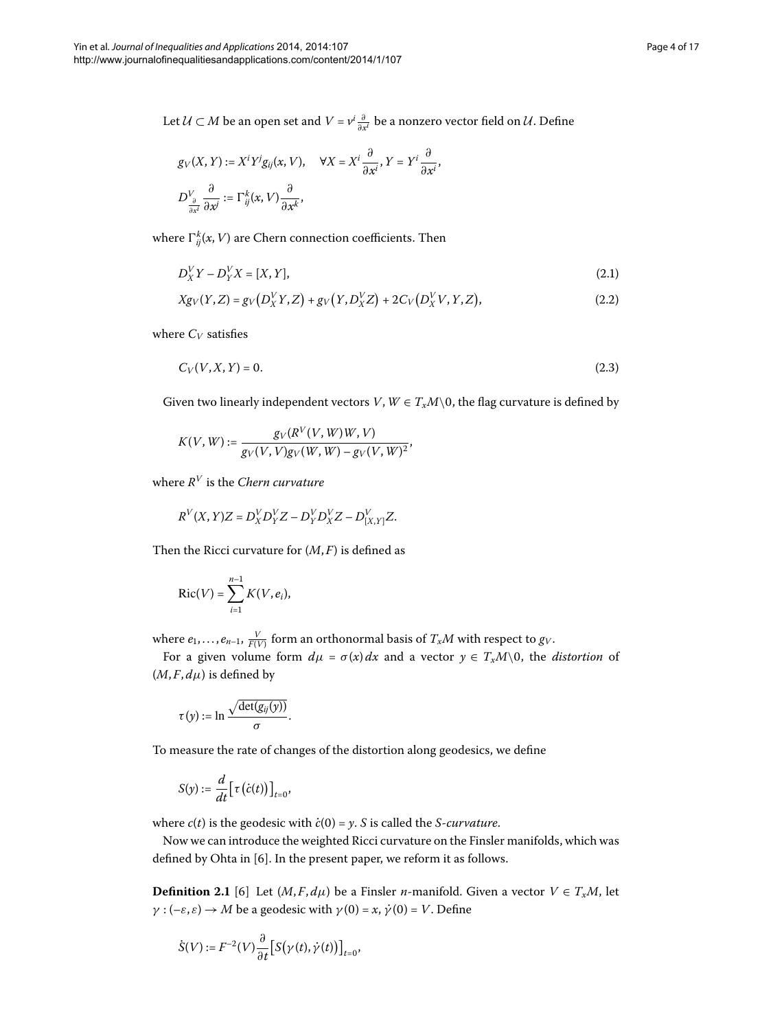Let $\mathcal{U} \subset M$ be an open set and $V = v^i \frac{\partial}{\partial x^i}$ be a nonzero vector field on $\mathcal{U}$. Define

$$g_V(X,Y) := X^i Y^j g_{ij}(x,V), \quad \forall X = X^i \frac{\partial}{\partial x^i}, Y = Y^i \frac{\partial}{\partial x^i},$$

$$D^V_{\frac{\partial}{\partial x^i}} \frac{\partial}{\partial x^j} := \Gamma^k_{ij}(x,V) \frac{\partial}{\partial x^k},$$

where $\Gamma^k_{ij}(x,V)$ are Chern connection coefficients. Then

$$D^V_X Y - D^V_Y X = [X,Y], \tag{2.1}$$

$$X g_V(Y,Z) = g_V\big(D^V_X Y, Z\big) + g_V\big(Y, D^V_X Z\big) + 2C_V\big(D^V_X V, Y, Z\big), \tag{2.2}$$

where $C_V$ satisfies

$$C_V(V,X,Y) = 0. \tag{2.3}$$

Given two linearly independent vectors $V, W \in T_xM\backslash 0$, the flag curvature is defined by

$$K(V,W) := \frac{g_V(R^V(V,W)W,V)}{g_V(V,V)g_V(W,W) - g_V(V,W)^2},$$

where $R^V$ is the *Chern curvature*

$$R^V(X,Y)Z = D^V_X D^V_Y Z - D^V_Y D^V_X Z - D^V_{[X,Y]} Z.$$

Then the Ricci curvature for $(M,F)$ is defined as

$$\operatorname{Ric}(V) = \sum_{i=1}^{n-1} K(V, e_i),$$

where $e_1, \ldots, e_{n-1}$, $\frac{V}{F(V)}$ form an orthonormal basis of $T_xM$ with respect to $g_V$.

For a given volume form $d\mu = \sigma(x)\,dx$ and a vector $y \in T_xM\backslash 0$, the *distortion* of $(M,F,d\mu)$ is defined by

$$\tau(y) := \ln \frac{\sqrt{\det(g_{ij}(y))}}{\sigma}.$$

To measure the rate of changes of the distortion along geodesics, we define

$$S(y) := \frac{d}{dt}\big[\tau\big(\dot{c}(t)\big)\big]_{t=0},$$

where $c(t)$ is the geodesic with $\dot{c}(0) = y$. $S$ is called the *S-curvature*.

Now we can introduce the weighted Ricci curvature on the Finsler manifolds, which was defined by Ohta in [6]. In the present paper, we reform it as follows.

**Definition 2.1** [6] Let $(M,F,d\mu)$ be a Finsler $n$-manifold. Given a vector $V \in T_xM$, let $\gamma : (-\varepsilon, \varepsilon) \to M$ be a geodesic with $\gamma(0) = x$, $\dot{\gamma}(0) = V$. Define

$$\dot{S}(V) := F^{-2}(V) \frac{\partial}{\partial t}\big[S\big(\gamma(t), \dot{\gamma}(t)\big)\big]_{t=0},$$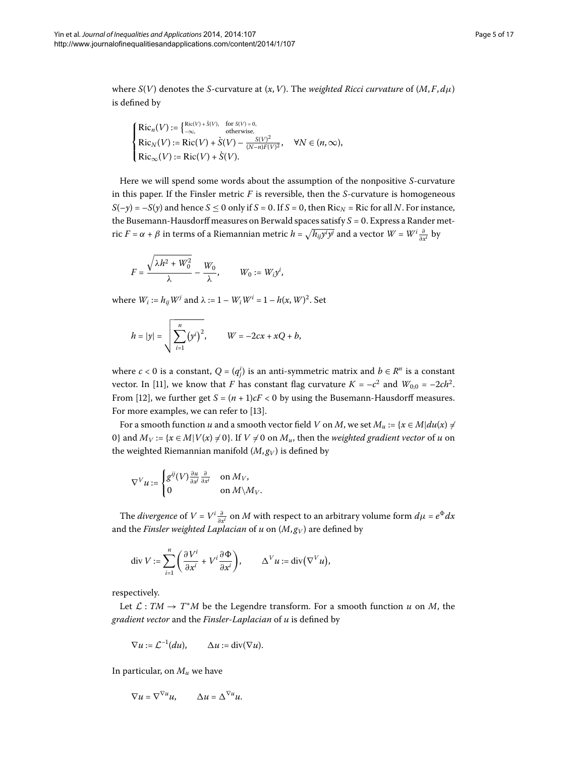where $S(V)$ denotes the $S$-curvature at $(x, V)$. The *weighted Ricci curvature* of $(M, F, d\mu)$ is defined by

$$
\begin{cases}
\mathrm{Ric}_n(V) := \begin{cases} \mathrm{Ric}(V) + \dot{S}(V), & \text{for } S(V) = 0, \\ -\infty, & \text{otherwise,} \end{cases} \\
\mathrm{Ric}_N(V) := \mathrm{Ric}(V) + \dot{S}(V) - \frac{S(V)^2}{(N-n)F(V)^2}, \quad \forall N \in (n, \infty), \\
\mathrm{Ric}_\infty(V) := \mathrm{Ric}(V) + \dot{S}(V).
\end{cases}
$$

Here we will spend some words about the assumption of the nonpositive $S$-curvature in this paper. If the Finsler metric $F$ is reversible, then the $S$-curvature is homogeneous $S(-y) = -S(y)$ and hence $S \le 0$ only if $S = 0$. If $S = 0$, then $\mathrm{Ric}_N = \mathrm{Ric}$ for all $N$. For instance, the Busemann-Hausdorff measures on Berwald spaces satisfy $S = 0$. Express a Rander metric $F = \alpha + \beta$ in terms of a Riemannian metric $h = \sqrt{h_{ij} y^i y^j}$ and a vector $W = W^i \frac{\partial}{\partial x^i}$ by

$$
F = \frac{\sqrt{\lambda h^2 + W_0^2}}{\lambda} - \frac{W_0}{\lambda}, \qquad W_0 := W_i y^i,
$$

where $W_i := h_{ij} W^j$ and $\lambda := 1 - W_i W^i = 1 - h(x, W)^2$. Set

$$
h = |y| = \sqrt{\sum_{i=1}^n \left(y^i\right)^2}, \qquad W = -2cx + xQ + b,
$$

where $c < 0$ is a constant, $Q = (q^i_j)$ is an anti-symmetric matrix and $b \in R^n$ is a constant vector. In [11], we know that $F$ has constant flag curvature $K = -c^2$ and $W_{0;0} = -2ch^2$. From [12], we further get $S = (n+1)cF < 0$ by using the Busemann-Hausdorff measures. For more examples, we can refer to [13].

For a smooth function $u$ and a smooth vector field $V$ on $M$, we set $M_u := \{x \in M | du(x) \neq 0\}$ and $M_V := \{x \in M | V(x) \neq 0\}$. If $V \neq 0$ on $M_u$, then the *weighted gradient vector* of $u$ on the weighted Riemannian manifold $(M, g_V)$ is defined by

$$
\nabla^V u := \begin{cases} g^{ij}(V) \frac{\partial u}{\partial x^j} \frac{\partial}{\partial x^i} & \text{on } M_V, \\ 0 & \text{on } M \backslash M_V. \end{cases}
$$

The *divergence* of $V = V^i \frac{\partial}{\partial x^i}$ on $M$ with respect to an arbitrary volume form $d\mu = e^\Phi dx$ and the *Finsler weighted Laplacian* of $u$ on $(M, g_V)$ are defined by

$$
\operatorname{div} V := \sum_{i=1}^n \left( \frac{\partial V^i}{\partial x^i} + V^i \frac{\partial \Phi}{\partial x^i} \right), \qquad \Delta^V u := \operatorname{div}\left(\nabla^V u\right),
$$

respectively.

Let $\mathcal{L} : TM \to T^*M$ be the Legendre transform. For a smooth function $u$ on $M$, the *gradient vector* and the *Finsler-Laplacian* of $u$ is defined by

$$
\nabla u := \mathcal{L}^{-1}(du), \qquad \Delta u := \operatorname{div}(\nabla u).
$$

In particular, on $M_u$ we have

$$
\nabla u = \nabla^{\nabla u} u, \qquad \Delta u = \Delta^{\nabla u} u.
$$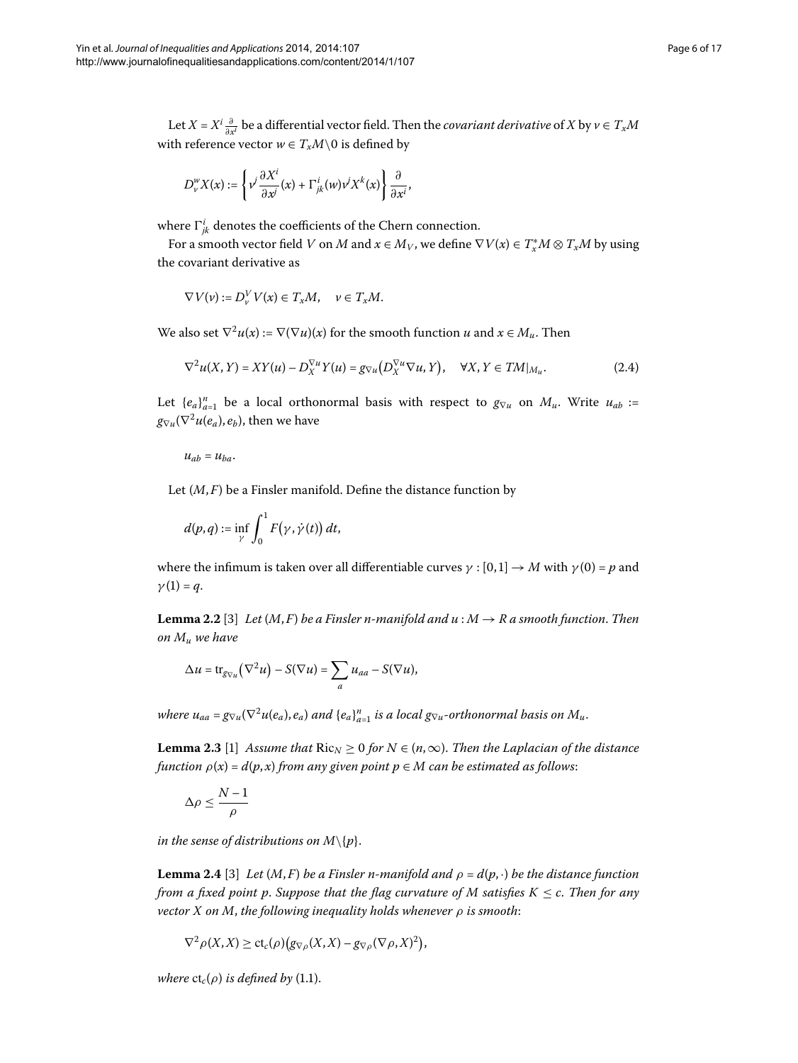Let $X = X^i \frac{\partial}{\partial x^i}$ be a differential vector field. Then the *covariant derivative* of $X$ by $v \in T_xM$ with reference vector $w \in T_xM\backslash 0$ is defined by

$$D_v^w X(x) := \left\{ v^j \frac{\partial X^i}{\partial x^j}(x) + \Gamma^i_{jk}(w) v^j X^k(x) \right\} \frac{\partial}{\partial x^i},$$

where $\Gamma^i_{jk}$ denotes the coefficients of the Chern connection.

For a smooth vector field $V$ on $M$ and $x \in M_V$, we define $\nabla V(x) \in T_x^*M \otimes T_xM$ by using the covariant derivative as

$$\nabla V(v) := D_v^V V(x) \in T_xM, \quad v \in T_xM.$$

We also set $\nabla^2 u(x) := \nabla(\nabla u)(x)$ for the smooth function $u$ and $x \in M_u$. Then

$$\nabla^2 u(X, Y) = XY(u) - D_X^{\nabla u} Y(u) = g_{\nabla u}\left(D_X^{\nabla u} \nabla u, Y\right), \quad \forall X, Y \in TM|_{M_u}. \tag{2.4}$$

Let $\{e_a\}_{a=1}^n$ be a local orthonormal basis with respect to $g_{\nabla u}$ on $M_u$. Write $u_{ab} := g_{\nabla u}(\nabla^2 u(e_a), e_b)$, then we have

$$u_{ab} = u_{ba}.$$

Let $(M, F)$ be a Finsler manifold. Define the distance function by

$$d(p, q) := \inf_\gamma \int_0^1 F\left(\gamma, \dot\gamma(t)\right) dt,$$

where the infimum is taken over all differentiable curves $\gamma : [0,1] \to M$ with $\gamma(0) = p$ and $\gamma(1) = q$.

**Lemma 2.2** [3] *Let $(M, F)$ be a Finsler $n$-manifold and $u : M \to R$ a smooth function. Then on $M_u$ we have*

$$\Delta u = \operatorname{tr}_{g_{\nabla u}}\left(\nabla^2 u\right) - S(\nabla u) = \sum_a u_{aa} - S(\nabla u),$$

*where $u_{aa} = g_{\nabla u}(\nabla^2 u(e_a), e_a)$ and $\{e_a\}_{a=1}^n$ is a local $g_{\nabla u}$-orthonormal basis on $M_u$.*

**Lemma 2.3** [1] *Assume that $\operatorname{Ric}_N \geq 0$ for $N \in (n, \infty)$. Then the Laplacian of the distance function $\rho(x) = d(p, x)$ from any given point $p \in M$ can be estimated as follows*:

$$\Delta \rho \leq \frac{N-1}{\rho}$$

*in the sense of distributions on $M\backslash\{p\}$.*

**Lemma 2.4** [3] *Let $(M, F)$ be a Finsler $n$-manifold and $\rho = d(p, \cdot)$ be the distance function from a fixed point $p$. Suppose that the flag curvature of $M$ satisfies $K \leq c$. Then for any vector $X$ on $M$, the following inequality holds whenever $\rho$ is smooth*:

$$\nabla^2 \rho(X, X) \geq \operatorname{ct}_c(\rho)\left(g_{\nabla \rho}(X, X) - g_{\nabla \rho}(\nabla \rho, X)^2\right),$$

*where $\operatorname{ct}_c(\rho)$ is defined by* (1.1).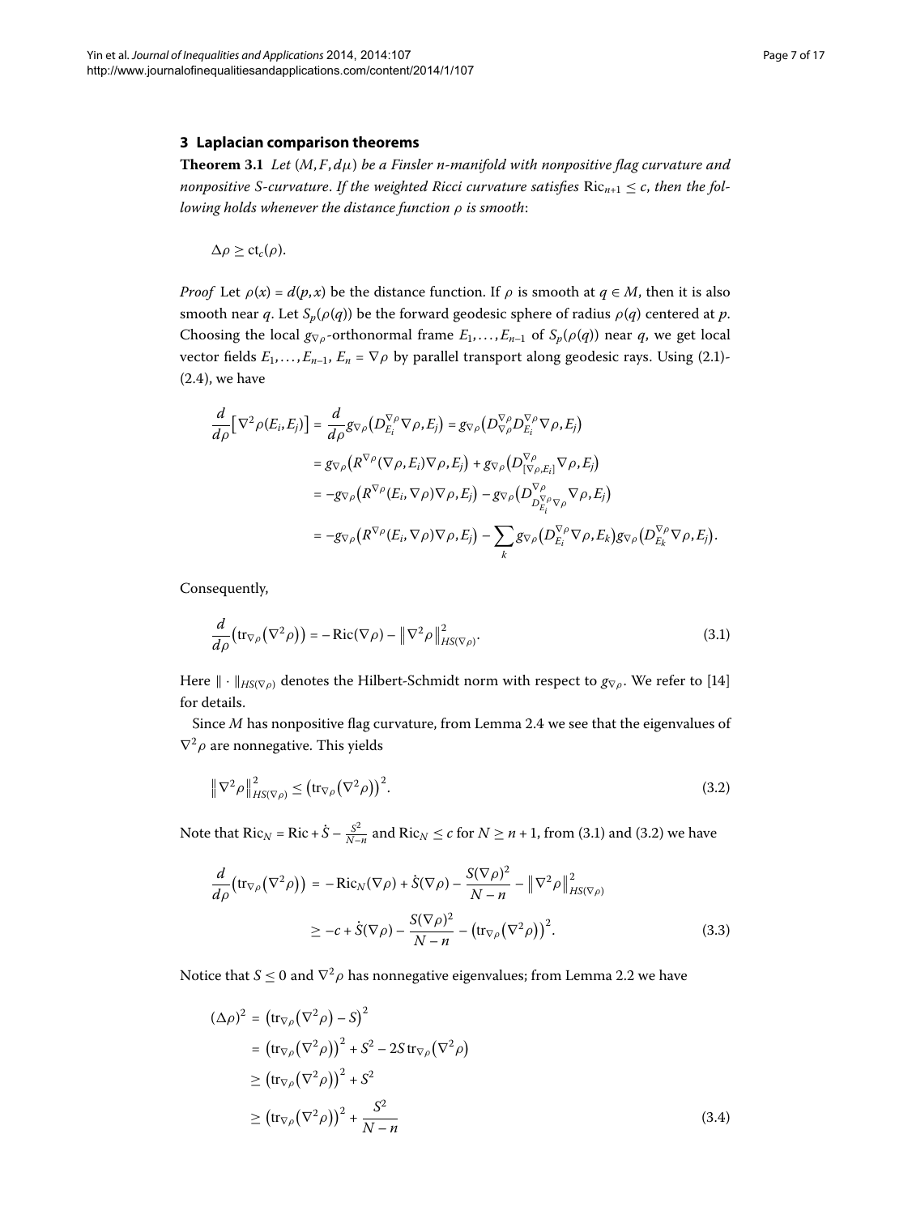## 3 Laplacian comparison theorems

**Theorem 3.1** *Let $(M, F, d\mu)$ be a Finsler n-manifold with nonpositive flag curvature and nonpositive S-curvature. If the weighted Ricci curvature satisfies $\mathrm{Ric}_{n+1} \leq c$, then the following holds whenever the distance function $\rho$ is smooth*:

$$\Delta\rho \geq \mathrm{ct}_c(\rho).$$

*Proof* Let $\rho(x) = d(p, x)$ be the distance function. If $\rho$ is smooth at $q \in M$, then it is also smooth near $q$. Let $S_p(\rho(q))$ be the forward geodesic sphere of radius $\rho(q)$ centered at $p$. Choosing the local $g_{\nabla\rho}$-orthonormal frame $E_1, \dots, E_{n-1}$ of $S_p(\rho(q))$ near $q$, we get local vector fields $E_1, \dots, E_{n-1}$, $E_n = \nabla\rho$ by parallel transport along geodesic rays. Using (2.1)-(2.4), we have

$$\begin{aligned}
\frac{d}{d\rho}\big[\nabla^2\rho(E_i, E_j)\big] &= \frac{d}{d\rho} g_{\nabla\rho}\big(D^{\nabla\rho}_{E_i}\nabla\rho, E_j\big) = g_{\nabla\rho}\big(D^{\nabla\rho}_{\nabla\rho} D^{\nabla\rho}_{E_i}\nabla\rho, E_j\big) \\
&= g_{\nabla\rho}\big(R^{\nabla\rho}(\nabla\rho, E_i)\nabla\rho, E_j\big) + g_{\nabla\rho}\big(D^{\nabla\rho}_{[\nabla\rho, E_i]}\nabla\rho, E_j\big) \\
&= -g_{\nabla\rho}\big(R^{\nabla\rho}(E_i, \nabla\rho)\nabla\rho, E_j\big) - g_{\nabla\rho}\big(D^{\nabla\rho}_{D^{\nabla\rho}_{E_i}\nabla\rho}\nabla\rho, E_j\big) \\
&= -g_{\nabla\rho}\big(R^{\nabla\rho}(E_i, \nabla\rho)\nabla\rho, E_j\big) - \sum_k g_{\nabla\rho}\big(D^{\nabla\rho}_{E_i}\nabla\rho, E_k\big) g_{\nabla\rho}\big(D^{\nabla\rho}_{E_k}\nabla\rho, E_j\big).
\end{aligned}$$

Consequently,

$$\frac{d}{d\rho}\big(\mathrm{tr}_{\nabla\rho}\big(\nabla^2\rho\big)\big) = -\mathrm{Ric}(\nabla\rho) - \big\|\nabla^2\rho\big\|^2_{HS(\nabla\rho)}. \tag{3.1}$$

Here $\|\cdot\|_{HS(\nabla\rho)}$ denotes the Hilbert-Schmidt norm with respect to $g_{\nabla\rho}$. We refer to [14] for details.

Since $M$ has nonpositive flag curvature, from Lemma 2.4 we see that the eigenvalues of $\nabla^2\rho$ are nonnegative. This yields

$$\big\|\nabla^2\rho\big\|^2_{HS(\nabla\rho)} \leq \big(\mathrm{tr}_{\nabla\rho}\big(\nabla^2\rho\big)\big)^2. \tag{3.2}$$

Note that $\mathrm{Ric}_N = \mathrm{Ric} + \dot{S} - \frac{S^2}{N-n}$ and $\mathrm{Ric}_N \leq c$ for $N \geq n+1$, from (3.1) and (3.2) we have

$$\begin{aligned}
\frac{d}{d\rho}\big(\mathrm{tr}_{\nabla\rho}\big(\nabla^2\rho\big)\big) &= -\mathrm{Ric}_N(\nabla\rho) + \dot{S}(\nabla\rho) - \frac{S(\nabla\rho)^2}{N-n} - \big\|\nabla^2\rho\big\|^2_{HS(\nabla\rho)} \\
&\geq -c + \dot{S}(\nabla\rho) - \frac{S(\nabla\rho)^2}{N-n} - \big(\mathrm{tr}_{\nabla\rho}\big(\nabla^2\rho\big)\big)^2.
\end{aligned} \tag{3.3}$$

Notice that $S \leq 0$ and $\nabla^2\rho$ has nonnegative eigenvalues; from Lemma 2.2 we have

$$\begin{aligned}
(\Delta\rho)^2 &= \big(\mathrm{tr}_{\nabla\rho}\big(\nabla^2\rho\big) - S\big)^2 \\
&= \big(\mathrm{tr}_{\nabla\rho}\big(\nabla^2\rho\big)\big)^2 + S^2 - 2S\,\mathrm{tr}_{\nabla\rho}\big(\nabla^2\rho\big) \\
&\geq \big(\mathrm{tr}_{\nabla\rho}\big(\nabla^2\rho\big)\big)^2 + S^2 \\
&\geq \big(\mathrm{tr}_{\nabla\rho}\big(\nabla^2\rho\big)\big)^2 + \frac{S^2}{N-n}
\end{aligned} \tag{3.4}$$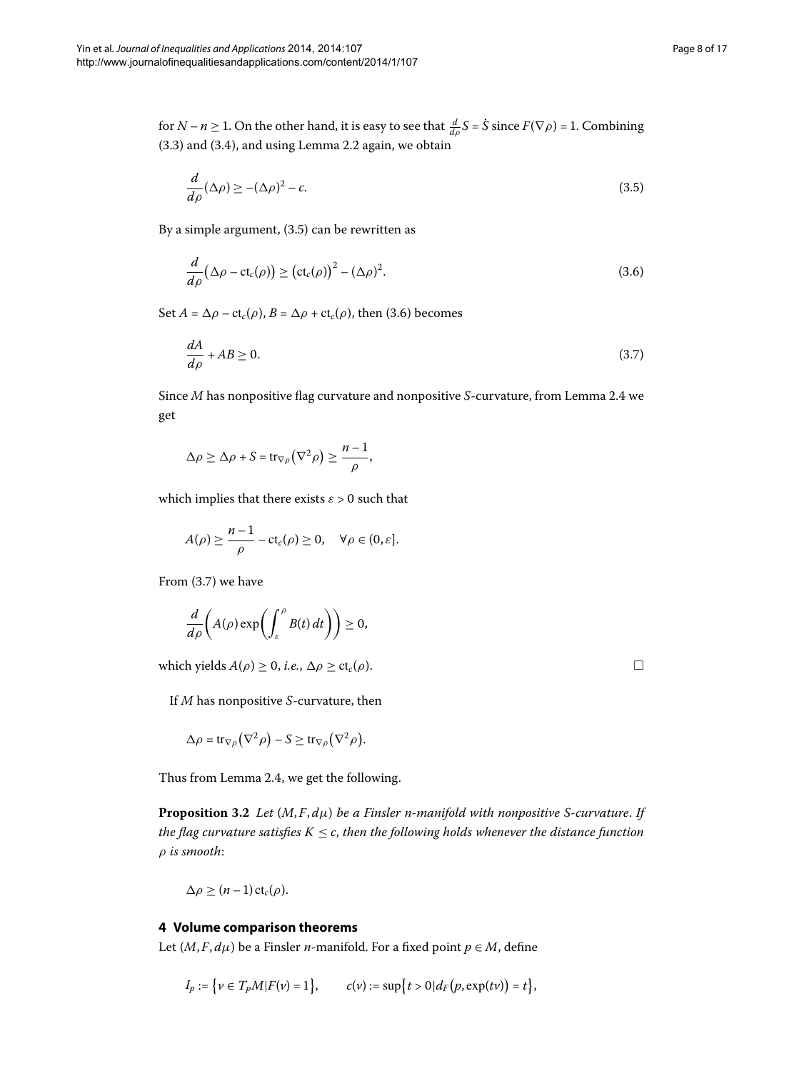for $N - n \geq 1$. On the other hand, it is easy to see that $\frac{d}{d\rho}S = \dot{S}$ since $F(\nabla\rho) = 1$. Combining (3.3) and (3.4), and using Lemma 2.2 again, we obtain

$$\frac{d}{d\rho}(\Delta\rho) \geq -(\Delta\rho)^2 - c. \tag{3.5}$$

By a simple argument, (3.5) can be rewritten as

$$\frac{d}{d\rho}\left(\Delta\rho - \mathrm{ct}_c(\rho)\right) \geq \left(\mathrm{ct}_c(\rho)\right)^2 - (\Delta\rho)^2. \tag{3.6}$$

Set $A = \Delta\rho - \mathrm{ct}_c(\rho)$, $B = \Delta\rho + \mathrm{ct}_c(\rho)$, then (3.6) becomes

$$\frac{dA}{d\rho} + AB \geq 0. \tag{3.7}$$

Since $M$ has nonpositive flag curvature and nonpositive $S$-curvature, from Lemma 2.4 we get

$$\Delta\rho \geq \Delta\rho + S = \mathrm{tr}_{\nabla\rho}\left(\nabla^2\rho\right) \geq \frac{n-1}{\rho},$$

which implies that there exists $\varepsilon > 0$ such that

$$A(\rho) \geq \frac{n-1}{\rho} - \mathrm{ct}_c(\rho) \geq 0, \quad \forall \rho \in (0, \varepsilon].$$

From (3.7) we have

$$\frac{d}{d\rho}\left(A(\rho)\exp\left(\int_\varepsilon^\rho B(t)\,dt\right)\right) \geq 0,$$

which yields $A(\rho) \geq 0$, *i.e.*, $\Delta\rho \geq \mathrm{ct}_c(\rho)$. □

If $M$ has nonpositive $S$-curvature, then

$$\Delta\rho = \mathrm{tr}_{\nabla\rho}\left(\nabla^2\rho\right) - S \geq \mathrm{tr}_{\nabla\rho}\left(\nabla^2\rho\right).$$

Thus from Lemma 2.4, we get the following.

**Proposition 3.2** *Let $(M, F, d\mu)$ be a Finsler $n$-manifold with nonpositive $S$-curvature. If the flag curvature satisfies $K \leq c$, then the following holds whenever the distance function $\rho$ is smooth*:

$$\Delta\rho \geq (n-1)\,\mathrm{ct}_c(\rho).$$

## 4 Volume comparison theorems

Let $(M, F, d\mu)$ be a Finsler $n$-manifold. For a fixed point $p \in M$, define

$$I_p := \{v \in T_pM \mid F(v) = 1\}, \qquad c(v) := \sup\{t > 0 \mid d_F(p, \exp(tv)) = t\},$$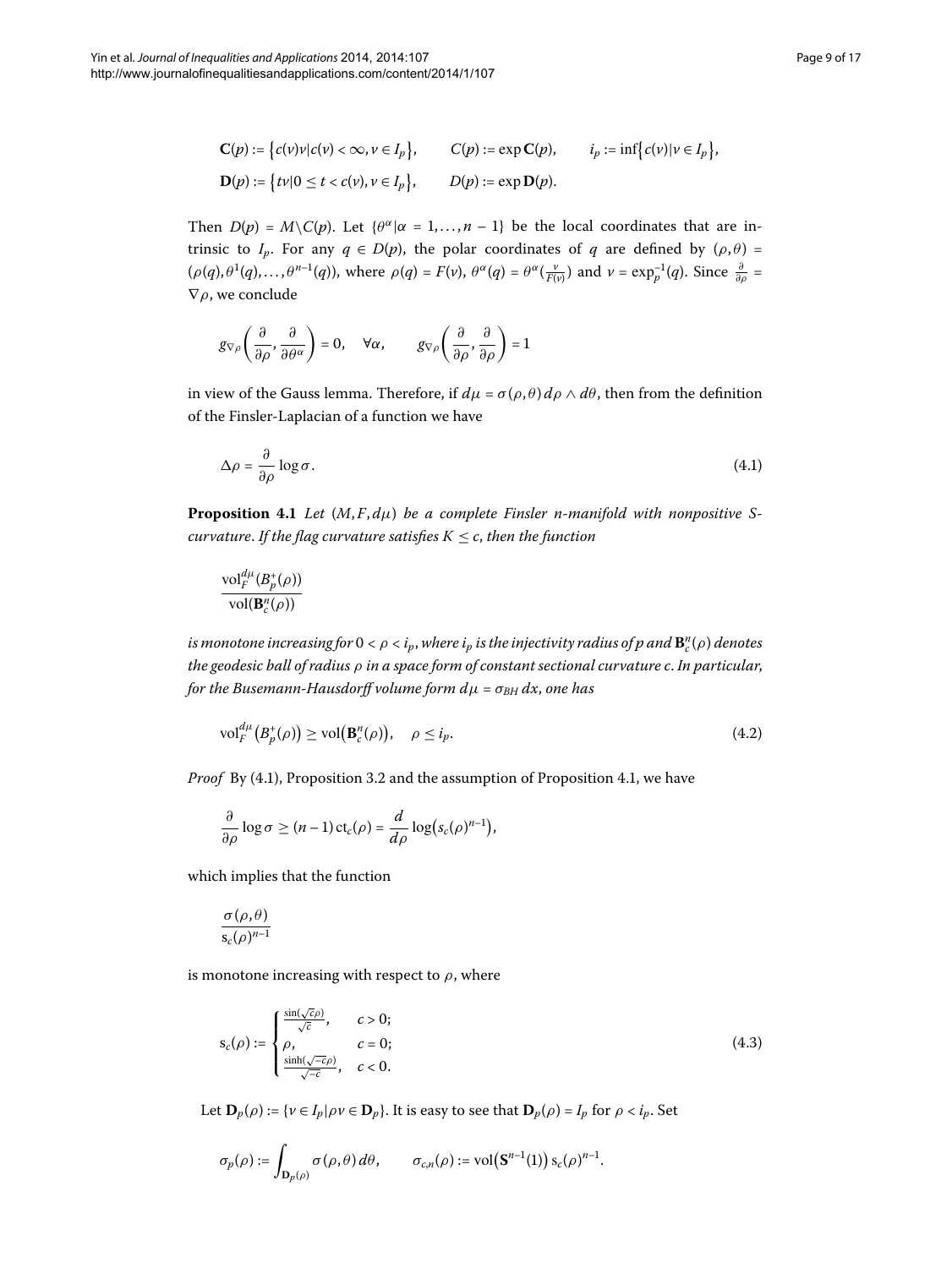$$\mathbf{C}(p) := \{c(v)v | c(v) < \infty, v \in I_p\}, \qquad C(p) := \exp \mathbf{C}(p), \qquad i_p := \inf\{c(v) | v \in I_p\},$$

$$\mathbf{D}(p) := \{tv | 0 \le t < c(v), v \in I_p\}, \qquad D(p) := \exp \mathbf{D}(p).$$

Then $D(p) = M \setminus C(p)$. Let $\{\theta^\alpha | \alpha = 1, \dots, n-1\}$ be the local coordinates that are intrinsic to $I_p$. For any $q \in D(p)$, the polar coordinates of $q$ are defined by $(\rho, \theta) = (\rho(q), \theta^1(q), \dots, \theta^{n-1}(q))$, where $\rho(q) = F(v)$, $\theta^\alpha(q) = \theta^\alpha(\frac{v}{F(v)})$ and $v = \exp_p^{-1}(q)$. Since $\frac{\partial}{\partial \rho} = \nabla \rho$, we conclude

$$g_{\nabla\rho}\left(\frac{\partial}{\partial\rho}, \frac{\partial}{\partial\theta^\alpha}\right) = 0, \quad \forall \alpha, \qquad g_{\nabla\rho}\left(\frac{\partial}{\partial\rho}, \frac{\partial}{\partial\rho}\right) = 1$$

in view of the Gauss lemma. Therefore, if $d\mu = \sigma(\rho, \theta)\, d\rho \wedge d\theta$, then from the definition of the Finsler-Laplacian of a function we have

$$\Delta\rho = \frac{\partial}{\partial\rho} \log \sigma. \tag{4.1}$$

**Proposition 4.1** *Let $(M, F, d\mu)$ be a complete Finsler n-manifold with nonpositive S-curvature. If the flag curvature satisfies $K \le c$, then the function*

$$\frac{\mathrm{vol}_F^{d\mu}(B_p^+(\rho))}{\mathrm{vol}(\mathbf{B}_c^n(\rho))}$$

*is monotone increasing for $0 < \rho < i_p$, where $i_p$ is the injectivity radius of $p$ and $\mathbf{B}_c^n(\rho)$ denotes the geodesic ball of radius $\rho$ in a space form of constant sectional curvature $c$. In particular, for the Busemann-Hausdorff volume form $d\mu = \sigma_{BH}\, dx$, one has*

$$\mathrm{vol}_F^{d\mu}\big(B_p^+(\rho)\big) \ge \mathrm{vol}\big(\mathbf{B}_c^n(\rho)\big), \quad \rho \le i_p. \tag{4.2}$$

*Proof* By (4.1), Proposition 3.2 and the assumption of Proposition 4.1, we have

$$\frac{\partial}{\partial\rho} \log \sigma \ge (n-1)\,\mathrm{ct}_c(\rho) = \frac{d}{d\rho} \log\big(s_c(\rho)^{n-1}\big),$$

which implies that the function

$$\frac{\sigma(\rho, \theta)}{\mathrm{s}_c(\rho)^{n-1}}$$

is monotone increasing with respect to $\rho$, where

$$\mathrm{s}_c(\rho) := \begin{cases} \frac{\sin(\sqrt{c}\rho)}{\sqrt{c}}, & c > 0; \\ \rho, & c = 0; \\ \frac{\sinh(\sqrt{-c}\rho)}{\sqrt{-c}}, & c < 0. \end{cases} \tag{4.3}$$

Let $\mathbf{D}_p(\rho) := \{v \in I_p | \rho v \in \mathbf{D}_p\}$. It is easy to see that $\mathbf{D}_p(\rho) = I_p$ for $\rho < i_p$. Set

$$\sigma_p(\rho) := \int_{\mathbf{D}_p(\rho)} \sigma(\rho, \theta)\, d\theta, \qquad \sigma_{c,n}(\rho) := \mathrm{vol}\big(\mathbf{S}^{n-1}(1)\big)\, \mathrm{s}_c(\rho)^{n-1}.$$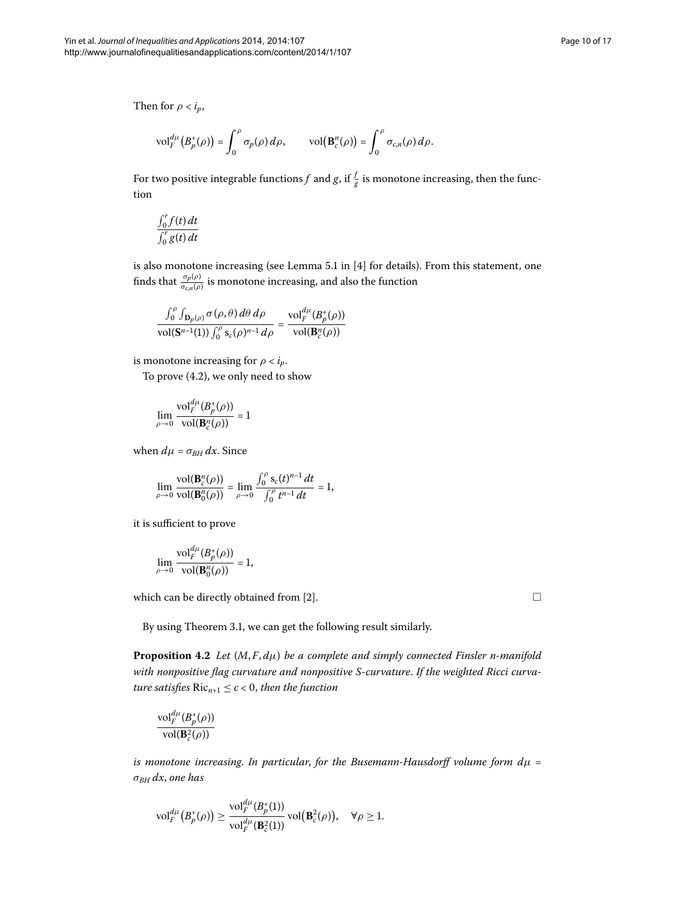Then for $\rho < i_p$,

$$\mathrm{vol}_F^{d\mu}\big(B_p^+(\rho)\big) = \int_0^\rho \sigma_p(\rho)\, d\rho, \qquad \mathrm{vol}\big(\mathbf{B}_c^n(\rho)\big) = \int_0^\rho \sigma_{c,n}(\rho)\, d\rho.$$

For two positive integrable functions $f$ and $g$, if $\frac{f}{g}$ is monotone increasing, then the function

$$\frac{\int_0^r f(t)\, dt}{\int_0^r g(t)\, dt}$$

is also monotone increasing (see Lemma 5.1 in [4] for details). From this statement, one finds that $\frac{\sigma_p(\rho)}{\sigma_{c,n}(\rho)}$ is monotone increasing, and also the function

$$\frac{\int_0^\rho \int_{\mathbf{D}_p(\rho)} \sigma(\rho,\theta)\, d\theta\, d\rho}{\mathrm{vol}(\mathbf{S}^{n-1}(1)) \int_0^\rho \mathrm{s}_c(\rho)^{n-1}\, d\rho} = \frac{\mathrm{vol}_F^{d\mu}(B_p^+(\rho))}{\mathrm{vol}(\mathbf{B}_c^n(\rho))}$$

is monotone increasing for $\rho < i_p$.

To prove (4.2), we only need to show

$$\lim_{\rho\to 0} \frac{\mathrm{vol}_F^{d\mu}(B_p^+(\rho))}{\mathrm{vol}(\mathbf{B}_c^n(\rho))} = 1$$

when $d\mu = \sigma_{BH}\, dx$. Since

$$\lim_{\rho\to 0} \frac{\mathrm{vol}(\mathbf{B}_c^n(\rho))}{\mathrm{vol}(\mathbf{B}_0^n(\rho))} = \lim_{\rho\to 0} \frac{\int_0^\rho \mathrm{s}_c(t)^{n-1}\, dt}{\int_0^\rho t^{n-1}\, dt} = 1,$$

it is sufficient to prove

$$\lim_{\rho\to 0} \frac{\mathrm{vol}_F^{d\mu}(B_p^+(\rho))}{\mathrm{vol}(\mathbf{B}_0^n(\rho))} = 1,$$

which can be directly obtained from [2]. □

By using Theorem 3.1, we can get the following result similarly.

**Proposition 4.2** *Let $(M, F, d\mu)$ be a complete and simply connected Finsler n-manifold with nonpositive flag curvature and nonpositive S-curvature. If the weighted Ricci curvature satisfies $\mathrm{Ric}_{n+1} \le c < 0$, then the function*

$$\frac{\mathrm{vol}_F^{d\mu}(B_p^+(\rho))}{\mathrm{vol}(\mathbf{B}_c^2(\rho))}$$

*is monotone increasing. In particular, for the Busemann-Hausdorff volume form $d\mu = \sigma_{BH}\, dx$, one has*

$$\mathrm{vol}_F^{d\mu}\big(B_p^+(\rho)\big) \ge \frac{\mathrm{vol}_F^{d\mu}(B_p^+(1))}{\mathrm{vol}_F^{d\mu}(\mathbf{B}_c^2(1))} \mathrm{vol}\big(\mathbf{B}_c^2(\rho)\big), \quad \forall \rho \ge 1.$$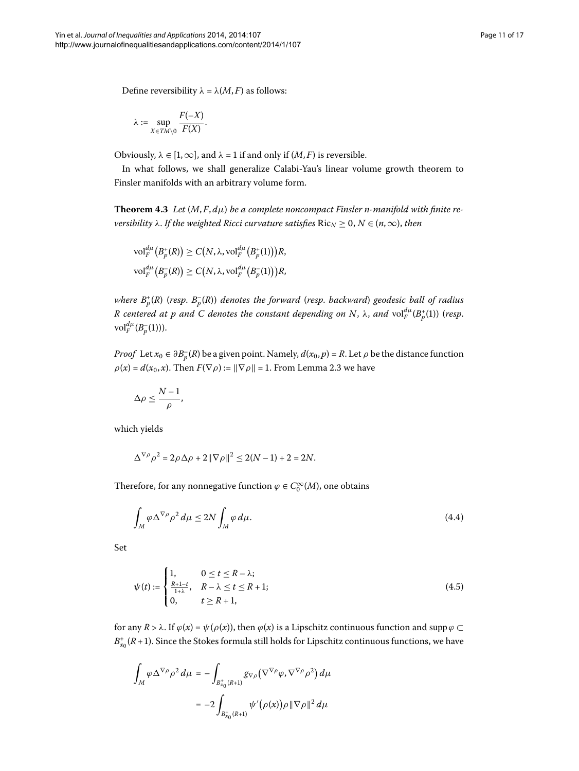Define reversibility $\lambda = \lambda(M, F)$ as follows:

$$\lambda := \sup_{X \in TM\setminus 0} \frac{F(-X)}{F(X)}.$$

Obviously, $\lambda \in [1, \infty]$, and $\lambda = 1$ if and only if $(M, F)$ is reversible.

In what follows, we shall generalize Calabi-Yau's linear volume growth theorem to Finsler manifolds with an arbitrary volume form.

**Theorem 4.3** *Let $(M, F, d\mu)$ be a complete noncompact Finsler $n$-manifold with finite reversibility $\lambda$. If the weighted Ricci curvature satisfies $\mathrm{Ric}_N \geq 0$, $N \in (n, \infty)$, then*

$$\mathrm{vol}_F^{d\mu}\big(B_p^+(R)\big) \geq C\big(N, \lambda, \mathrm{vol}_F^{d\mu}\big(B_p^+(1)\big)\big)R,$$
$$\mathrm{vol}_F^{d\mu}\big(B_p^-(R)\big) \geq C\big(N, \lambda, \mathrm{vol}_F^{d\mu}\big(B_p^-(1)\big)\big)R,$$

*where $B_p^+(R)$ (resp. $B_p^-(R)$) denotes the forward (resp. backward) geodesic ball of radius $R$ centered at $p$ and $C$ denotes the constant depending on $N$, $\lambda$, and $\mathrm{vol}_F^{d\mu}(B_p^+(1))$ (resp. $\mathrm{vol}_F^{d\mu}(B_p^-(1))$).*

*Proof* Let $x_0 \in \partial B_p^-(R)$ be a given point. Namely, $d(x_0, p) = R$. Let $\rho$ be the distance function $\rho(x) = d(x_0, x)$. Then $F(\nabla\rho) := \|\nabla\rho\| = 1$. From Lemma 2.3 we have

$$\Delta\rho \leq \frac{N-1}{\rho},$$

which yields

$$\Delta^{\nabla\rho}\rho^2 = 2\rho\Delta\rho + 2\|\nabla\rho\|^2 \leq 2(N-1) + 2 = 2N.$$

Therefore, for any nonnegative function $\varphi \in C_0^\infty(M)$, one obtains

$$\int_M \varphi\Delta^{\nabla\rho}\rho^2\, d\mu \leq 2N\int_M \varphi\, d\mu. \tag{4.4}$$

Set

$$\psi(t) := \begin{cases} 1, & 0 \leq t \leq R-\lambda; \\ \frac{R+1-t}{1+\lambda}, & R-\lambda \leq t \leq R+1; \\ 0, & t \geq R+1, \end{cases} \tag{4.5}$$

for any $R > \lambda$. If $\varphi(x) = \psi(\rho(x))$, then $\varphi(x)$ is a Lipschitz continuous function and $\operatorname{supp}\varphi \subset B_{x_0}^+(R+1)$. Since the Stokes formula still holds for Lipschitz continuous functions, we have

$$\begin{aligned}\int_M \varphi\Delta^{\nabla\rho}\rho^2\, d\mu &= -\int_{B_{x_0}^+(R+1)} g_{\nabla\rho}\big(\nabla^{\nabla\rho}\varphi, \nabla^{\nabla\rho}\rho^2\big)\, d\mu \\ &= -2\int_{B_{x_0}^+(R+1)} \psi'\big(\rho(x)\big)\rho\|\nabla\rho\|^2\, d\mu\end{aligned}$$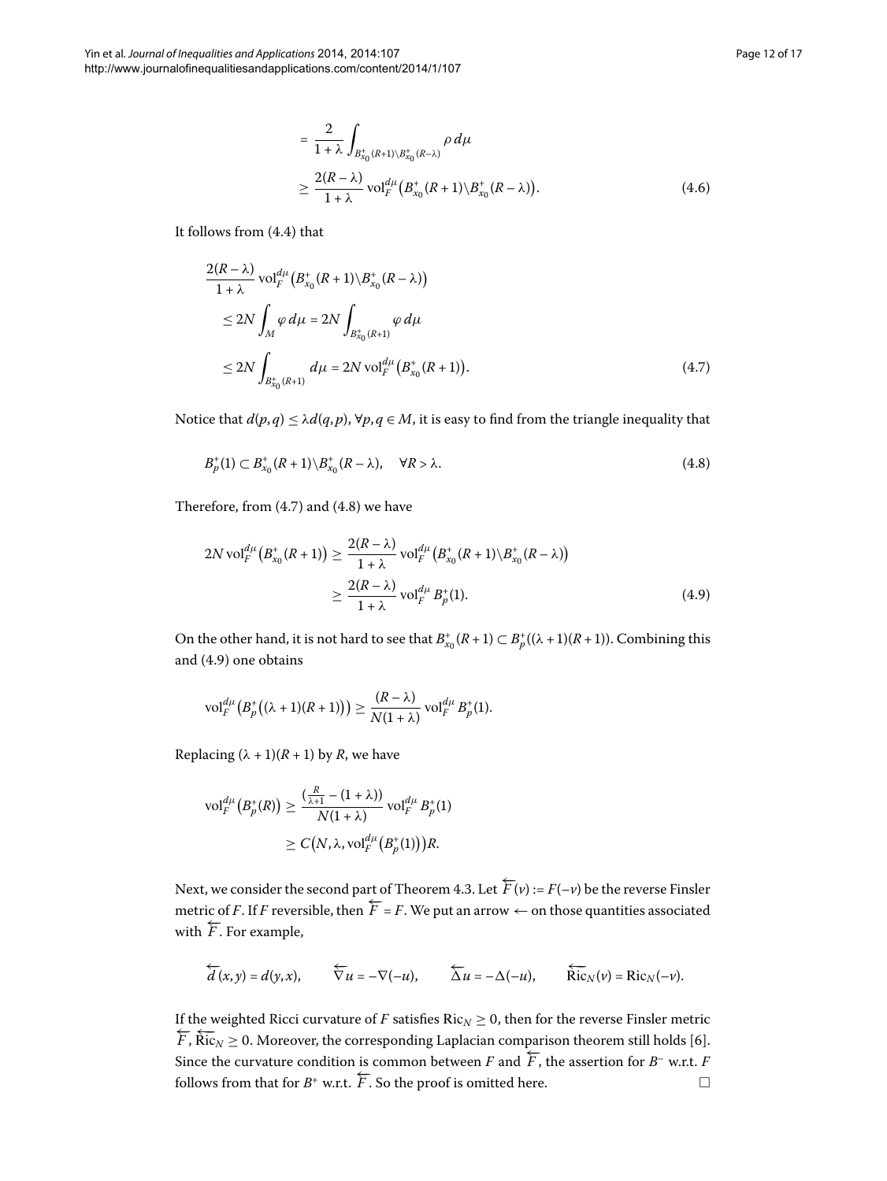$$
\begin{aligned}
&= \frac{2}{1+\lambda} \int_{B^+_{x_0}(R+1)\setminus B^+_{x_0}(R-\lambda)} \rho \, d\mu \\
&\geq \frac{2(R-\lambda)}{1+\lambda} \operatorname{vol}_F^{d\mu}\bigl(B^+_{x_0}(R+1)\setminus B^+_{x_0}(R-\lambda)\bigr).
\end{aligned}
\tag{4.6}
$$

It follows from (4.4) that

$$
\begin{aligned}
&\frac{2(R-\lambda)}{1+\lambda} \operatorname{vol}_F^{d\mu}\bigl(B^+_{x_0}(R+1)\setminus B^+_{x_0}(R-\lambda)\bigr) \\
&\quad \leq 2N \int_M \varphi \, d\mu = 2N \int_{B^+_{x_0}(R+1)} \varphi \, d\mu \\
&\quad \leq 2N \int_{B^+_{x_0}(R+1)} d\mu = 2N \operatorname{vol}_F^{d\mu}\bigl(B^+_{x_0}(R+1)\bigr).
\end{aligned}
\tag{4.7}
$$

Notice that $d(p,q) \leq \lambda d(q,p)$, $\forall p, q \in M$, it is easy to find from the triangle inequality that

$$
B^+_p(1) \subset B^+_{x_0}(R+1)\setminus B^+_{x_0}(R-\lambda), \quad \forall R > \lambda.
\tag{4.8}
$$

Therefore, from (4.7) and (4.8) we have

$$
\begin{aligned}
2N \operatorname{vol}_F^{d\mu}\bigl(B^+_{x_0}(R+1)\bigr) &\geq \frac{2(R-\lambda)}{1+\lambda} \operatorname{vol}_F^{d\mu}\bigl(B^+_{x_0}(R+1)\setminus B^+_{x_0}(R-\lambda)\bigr) \\
&\geq \frac{2(R-\lambda)}{1+\lambda} \operatorname{vol}_F^{d\mu} B^+_p(1).
\end{aligned}
\tag{4.9}
$$

On the other hand, it is not hard to see that $B^+_{x_0}(R+1) \subset B^+_p((\lambda+1)(R+1))$. Combining this and (4.9) one obtains

$$
\operatorname{vol}_F^{d\mu}\bigl(B^+_p\bigl((\lambda+1)(R+1)\bigr)\bigr) \geq \frac{(R-\lambda)}{N(1+\lambda)} \operatorname{vol}_F^{d\mu} B^+_p(1).
$$

Replacing $(\lambda+1)(R+1)$ by $R$, we have

$$
\begin{aligned}
\operatorname{vol}_F^{d\mu}\bigl(B^+_p(R)\bigr) &\geq \frac{(\frac{R}{\lambda+1} - (1+\lambda))}{N(1+\lambda)} \operatorname{vol}_F^{d\mu} B^+_p(1) \\
&\geq C\bigl(N, \lambda, \operatorname{vol}_F^{d\mu}\bigl(B^+_p(1)\bigr)\bigr) R.
\end{aligned}
$$

Next, we consider the second part of Theorem 4.3. Let $\overleftarrow{F}(v) := F(-v)$ be the reverse Finsler metric of $F$. If $F$ reversible, then $\overleftarrow{F} = F$. We put an arrow $\leftarrow$ on those quantities associated with $\overleftarrow{F}$. For example,

$$
\overleftarrow{d}(x,y) = d(y,x), \qquad \overleftarrow{\nabla} u = -\nabla(-u), \qquad \overleftarrow{\Delta} u = -\Delta(-u), \qquad \overleftarrow{\operatorname{Ric}}_N(v) = \operatorname{Ric}_N(-v).
$$

If the weighted Ricci curvature of $F$ satisfies $\operatorname{Ric}_N \geq 0$, then for the reverse Finsler metric $\overleftarrow{F}$, $\overleftarrow{\operatorname{Ric}}_N \geq 0$. Moreover, the corresponding Laplacian comparison theorem still holds [6]. Since the curvature condition is common between $F$ and $\overleftarrow{F}$, the assertion for $B^-$ w.r.t. $F$ follows from that for $B^+$ w.r.t. $\overleftarrow{F}$. So the proof is omitted here. □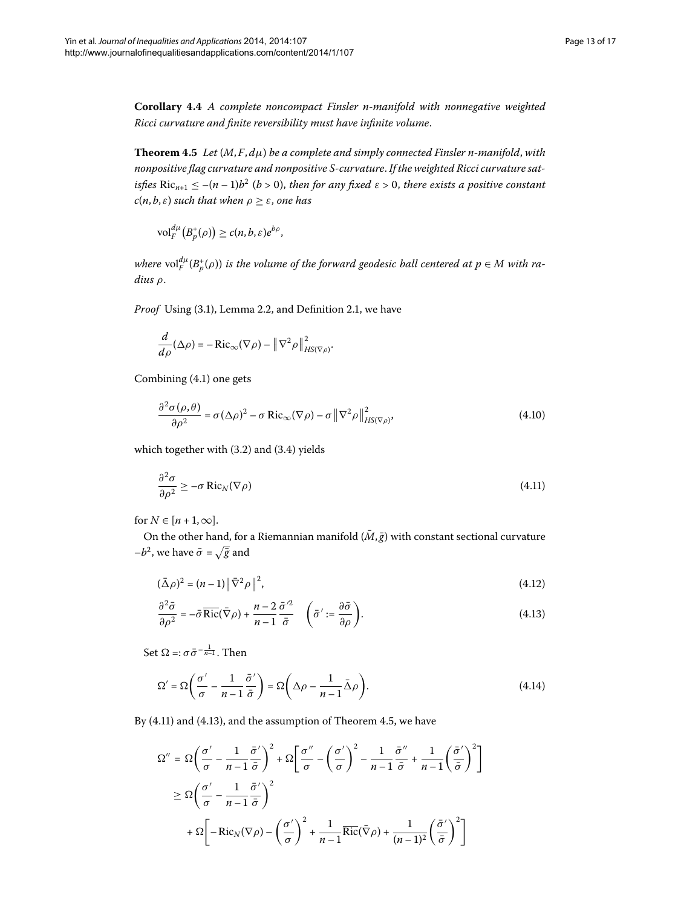**Corollary 4.4** *A complete noncompact Finsler n-manifold with nonnegative weighted Ricci curvature and finite reversibility must have infinite volume.*

**Theorem 4.5** *Let $(M, F, d\mu)$ be a complete and simply connected Finsler n-manifold, with nonpositive flag curvature and nonpositive S-curvature. If the weighted Ricci curvature satisfies $\mathrm{Ric}_{n+1} \leq -(n-1)b^2$ $(b > 0)$, then for any fixed $\varepsilon > 0$, there exists a positive constant $c(n, b, \varepsilon)$ such that when $\rho \geq \varepsilon$, one has*

$$\mathrm{vol}_F^{d\mu}\big(B_p^+(\rho)\big) \geq c(n, b, \varepsilon)e^{b\rho},$$

*where $\mathrm{vol}_F^{d\mu}(B_p^+(\rho))$ is the volume of the forward geodesic ball centered at $p \in M$ with radius $\rho$.*

*Proof* Using (3.1), Lemma 2.2, and Definition 2.1, we have

$$\frac{d}{d\rho}(\Delta\rho) = -\mathrm{Ric}_\infty(\nabla\rho) - \big\|\nabla^2\rho\big\|^2_{HS(\nabla\rho)}.$$

Combining (4.1) one gets

$$\frac{\partial^2\sigma(\rho,\theta)}{\partial\rho^2} = \sigma(\Delta\rho)^2 - \sigma\,\mathrm{Ric}_\infty(\nabla\rho) - \sigma\big\|\nabla^2\rho\big\|^2_{HS(\nabla\rho)}, \tag{4.10}$$

which together with (3.2) and (3.4) yields

$$\frac{\partial^2\sigma}{\partial\rho^2} \geq -\sigma\,\mathrm{Ric}_N(\nabla\rho) \tag{4.11}$$

for $N \in [n+1, \infty]$.

On the other hand, for a Riemannian manifold $(\bar{M}, \bar{g})$ with constant sectional curvature $-b^2$, we have $\bar{\sigma} = \sqrt{\bar{g}}$ and

$$(\bar{\Delta}\rho)^2 = (n-1)\big\|\bar{\nabla}^2\rho\big\|^2, \tag{4.12}$$

$$\frac{\partial^2\bar{\sigma}}{\partial\rho^2} = -\bar{\sigma}\,\overline{\mathrm{Ric}}(\bar{\nabla}\rho) + \frac{n-2}{n-1}\frac{\bar{\sigma}'^2}{\bar{\sigma}} \quad \left(\bar{\sigma}' := \frac{\partial\bar{\sigma}}{\partial\rho}\right). \tag{4.13}$$

Set $\Omega =: \sigma\bar{\sigma}^{-\frac{1}{n-1}}$. Then

$$\Omega' = \Omega\left(\frac{\sigma'}{\sigma} - \frac{1}{n-1}\frac{\bar{\sigma}'}{\bar{\sigma}}\right) = \Omega\left(\Delta\rho - \frac{1}{n-1}\bar{\Delta}\rho\right). \tag{4.14}$$

By (4.11) and (4.13), and the assumption of Theorem 4.5, we have

$$\begin{aligned}
\Omega'' &= \Omega\left(\frac{\sigma'}{\sigma} - \frac{1}{n-1}\frac{\bar{\sigma}'}{\bar{\sigma}}\right)^2 + \Omega\left[\frac{\sigma''}{\sigma} - \left(\frac{\sigma'}{\sigma}\right)^2 - \frac{1}{n-1}\frac{\bar{\sigma}''}{\bar{\sigma}} + \frac{1}{n-1}\left(\frac{\bar{\sigma}'}{\bar{\sigma}}\right)^2\right] \\
&\geq \Omega\left(\frac{\sigma'}{\sigma} - \frac{1}{n-1}\frac{\bar{\sigma}'}{\bar{\sigma}}\right)^2 \\
&\quad + \Omega\left[-\mathrm{Ric}_N(\nabla\rho) - \left(\frac{\sigma'}{\sigma}\right)^2 + \frac{1}{n-1}\overline{\mathrm{Ric}}(\bar{\nabla}\rho) + \frac{1}{(n-1)^2}\left(\frac{\bar{\sigma}'}{\bar{\sigma}}\right)^2\right]
\end{aligned}$$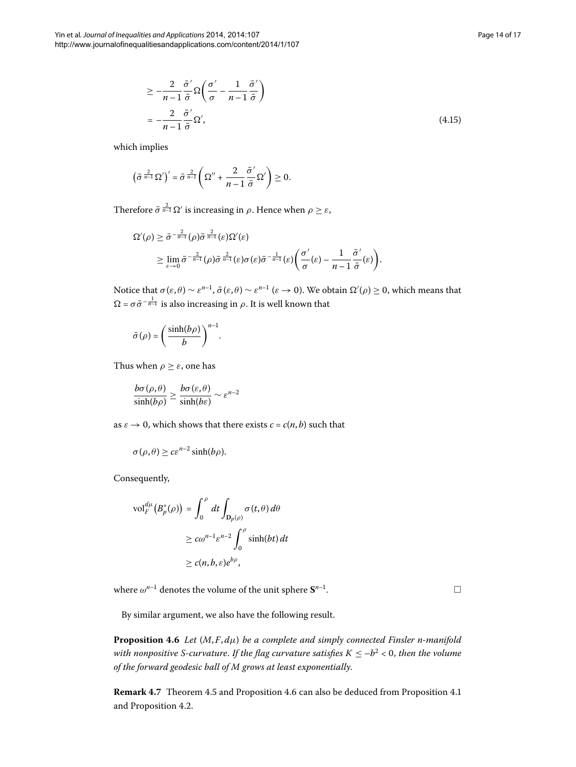$$
\begin{aligned}
&\geq -\frac{2}{n-1}\frac{\bar{\sigma}'}{\bar{\sigma}}\Omega\left(\frac{\sigma'}{\sigma}-\frac{1}{n-1}\frac{\bar{\sigma}'}{\bar{\sigma}}\right)\\
&= -\frac{2}{n-1}\frac{\bar{\sigma}'}{\bar{\sigma}}\Omega',
\end{aligned}
\tag{4.15}
$$

which implies

$$
\left(\bar{\sigma}^{\frac{2}{n-1}}\Omega'\right)' = \bar{\sigma}^{\frac{2}{n-1}}\left(\Omega'' + \frac{2}{n-1}\frac{\bar{\sigma}'}{\bar{\sigma}}\Omega'\right) \geq 0.
$$

Therefore $\bar{\sigma}^{\frac{2}{n-1}}\Omega'$ is increasing in $\rho$. Hence when $\rho \geq \varepsilon$,

$$
\begin{aligned}
\Omega'(\rho) &\geq \bar{\sigma}^{-\frac{2}{n-1}}(\rho)\bar{\sigma}^{\frac{2}{n-1}}(\varepsilon)\Omega'(\varepsilon)\\
&\geq \lim_{\varepsilon\to 0}\bar{\sigma}^{-\frac{2}{n-1}}(\rho)\bar{\sigma}^{\frac{2}{n-1}}(\varepsilon)\sigma(\varepsilon)\bar{\sigma}^{-\frac{1}{n-1}}(\varepsilon)\left(\frac{\sigma'}{\sigma}(\varepsilon)-\frac{1}{n-1}\frac{\bar{\sigma}'}{\bar{\sigma}}(\varepsilon)\right).
\end{aligned}
$$

Notice that $\sigma(\varepsilon,\theta) \sim \varepsilon^{n-1}$, $\bar{\sigma}(\varepsilon,\theta) \sim \varepsilon^{n-1}$ ($\varepsilon \to 0$). We obtain $\Omega'(\rho) \geq 0$, which means that $\Omega = \sigma\bar{\sigma}^{-\frac{1}{n-1}}$ is also increasing in $\rho$. It is well known that

$$
\bar{\sigma}(\rho) = \left(\frac{\sinh(b\rho)}{b}\right)^{n-1}.
$$

Thus when $\rho \geq \varepsilon$, one has

$$
\frac{b\sigma(\rho,\theta)}{\sinh(b\rho)} \geq \frac{b\sigma(\varepsilon,\theta)}{\sinh(b\varepsilon)} \sim \varepsilon^{n-2}
$$

as $\varepsilon \to 0$, which shows that there exists $c = c(n,b)$ such that

$$
\sigma(\rho,\theta) \geq c\varepsilon^{n-2}\sinh(b\rho).
$$

Consequently,

$$
\begin{aligned}
\mathrm{vol}_F^{d\mu}\left(B_p^+(\rho)\right) &= \int_0^\rho dt\int_{\mathbf{D}_p(\rho)}\sigma(t,\theta)\,d\theta\\
&\geq c\omega^{n-1}\varepsilon^{n-2}\int_0^\rho \sinh(bt)\,dt\\
&\geq c(n,b,\varepsilon)e^{b\rho},
\end{aligned}
$$

where $\omega^{n-1}$ denotes the volume of the unit sphere $\mathbf{S}^{n-1}$. □

By similar argument, we also have the following result.

**Proposition 4.6** *Let $(M,F,d\mu)$ be a complete and simply connected Finsler $n$-manifold with nonpositive S-curvature. If the flag curvature satisfies $K \leq -b^2 < 0$, then the volume of the forward geodesic ball of $M$ grows at least exponentially.*

**Remark 4.7** Theorem 4.5 and Proposition 4.6 can also be deduced from Proposition 4.1 and Proposition 4.2.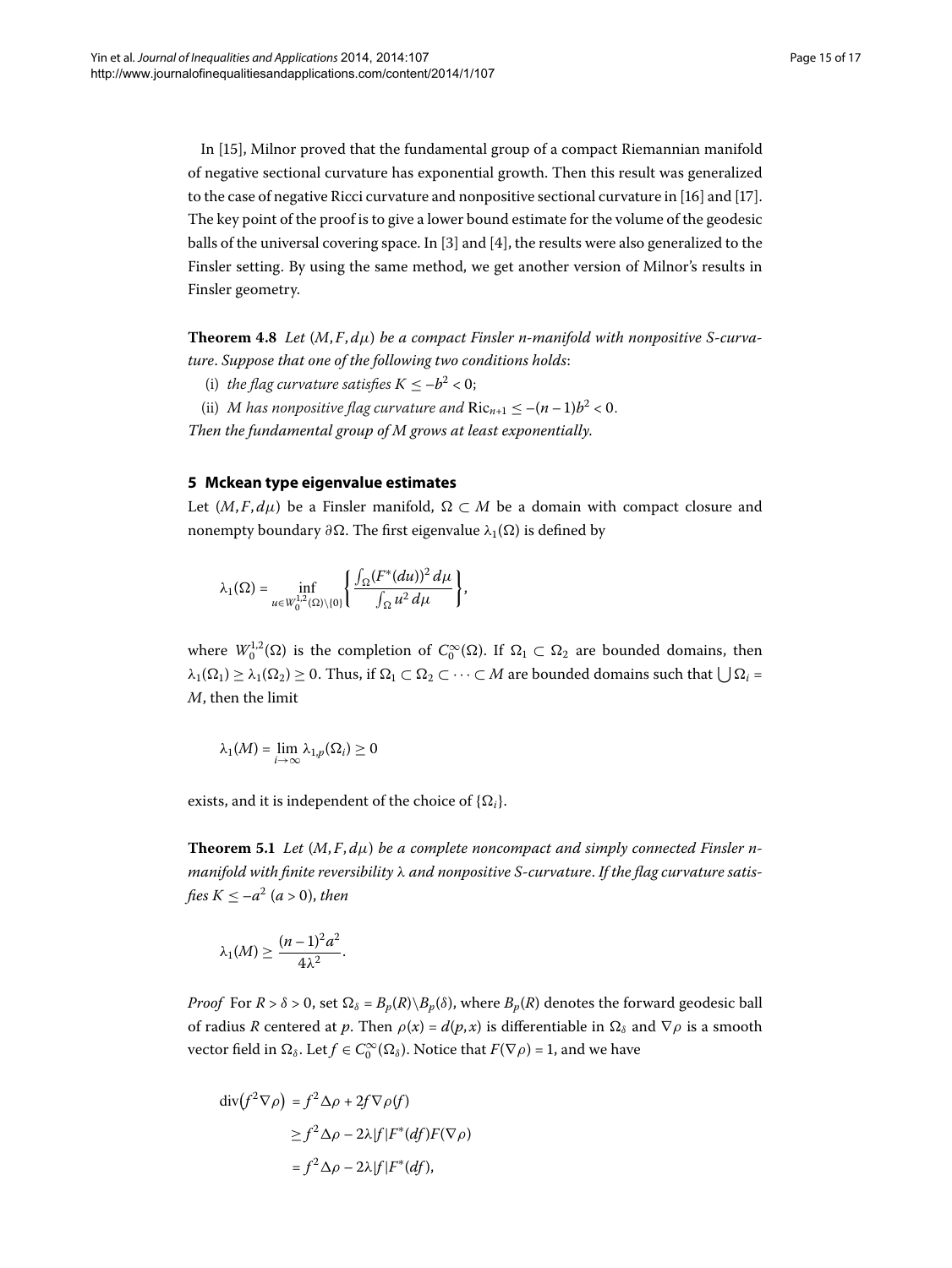In [15], Milnor proved that the fundamental group of a compact Riemannian manifold of negative sectional curvature has exponential growth. Then this result was generalized to the case of negative Ricci curvature and nonpositive sectional curvature in [16] and [17]. The key point of the proof is to give a lower bound estimate for the volume of the geodesic balls of the universal covering space. In [3] and [4], the results were also generalized to the Finsler setting. By using the same method, we get another version of Milnor's results in Finsler geometry.

**Theorem 4.8** *Let $(M, F, d\mu)$ be a compact Finsler n-manifold with nonpositive S-curvature. Suppose that one of the following two conditions holds*:

(i) *the flag curvature satisfies $K \leq -b^2 < 0$;*

(ii) *$M$ has nonpositive flag curvature and $\mathrm{Ric}_{n+1} \leq -(n-1)b^2 < 0$.*

*Then the fundamental group of $M$ grows at least exponentially.*

## 5 Mckean type eigenvalue estimates

Let $(M, F, d\mu)$ be a Finsler manifold, $\Omega \subset M$ be a domain with compact closure and nonempty boundary $\partial\Omega$. The first eigenvalue $\lambda_1(\Omega)$ is defined by

$$\lambda_1(\Omega) = \inf_{u \in W_0^{1,2}(\Omega)\setminus\{0\}} \left\{ \frac{\int_\Omega (F^*(du))^2 \, d\mu}{\int_\Omega u^2 \, d\mu} \right\},$$

where $W_0^{1,2}(\Omega)$ is the completion of $C_0^\infty(\Omega)$. If $\Omega_1 \subset \Omega_2$ are bounded domains, then $\lambda_1(\Omega_1) \geq \lambda_1(\Omega_2) \geq 0$. Thus, if $\Omega_1 \subset \Omega_2 \subset \cdots \subset M$ are bounded domains such that $\bigcup \Omega_i = M$, then the limit

$$\lambda_1(M) = \lim_{i\to\infty} \lambda_{1,p}(\Omega_i) \geq 0$$

exists, and it is independent of the choice of $\{\Omega_i\}$.

**Theorem 5.1** *Let $(M, F, d\mu)$ be a complete noncompact and simply connected Finsler n-manifold with finite reversibility $\lambda$ and nonpositive S-curvature. If the flag curvature satisfies $K \leq -a^2$ $(a > 0)$, then*

$$\lambda_1(M) \geq \frac{(n-1)^2 a^2}{4\lambda^2}.$$

*Proof* For $R > \delta > 0$, set $\Omega_\delta = B_p(R)\setminus B_p(\delta)$, where $B_p(R)$ denotes the forward geodesic ball of radius $R$ centered at $p$. Then $\rho(x) = d(p, x)$ is differentiable in $\Omega_\delta$ and $\nabla\rho$ is a smooth vector field in $\Omega_\delta$. Let $f \in C_0^\infty(\Omega_\delta)$. Notice that $F(\nabla\rho) = 1$, and we have

$$\begin{aligned}
\operatorname{div}\bigl(f^2 \nabla\rho\bigr) &= f^2 \Delta\rho + 2f \nabla\rho(f) \\
&\geq f^2 \Delta\rho - 2\lambda |f| F^*(df) F(\nabla\rho) \\
&= f^2 \Delta\rho - 2\lambda |f| F^*(df),
\end{aligned}$$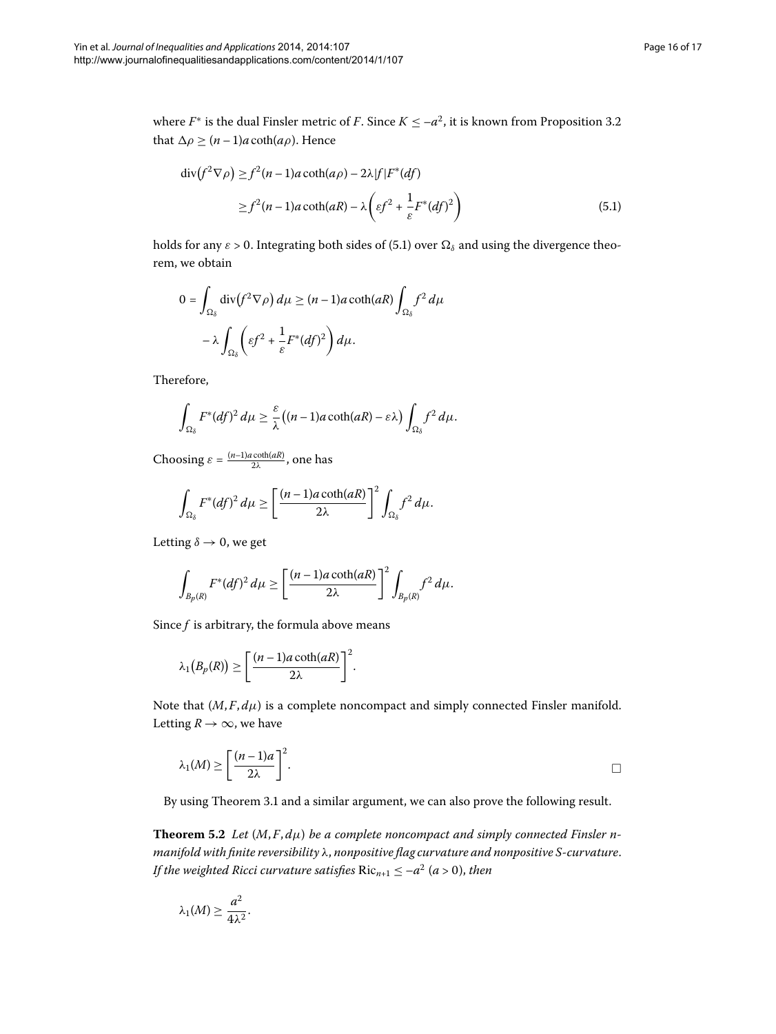where $F^*$ is the dual Finsler metric of $F$. Since $K \leq -a^2$, it is known from Proposition 3.2 that $\Delta\rho \geq (n-1)a\coth(a\rho)$. Hence

$$\begin{aligned}
\operatorname{div}(f^2\nabla\rho) &\geq f^2(n-1)a\coth(a\rho) - 2\lambda|f|F^*(df) \\
&\geq f^2(n-1)a\coth(aR) - \lambda\left(\varepsilon f^2 + \frac{1}{\varepsilon}F^*(df)^2\right)
\end{aligned} \tag{5.1}$$

holds for any $\varepsilon > 0$. Integrating both sides of (5.1) over $\Omega_\delta$ and using the divergence theorem, we obtain

$$\begin{aligned}
0 = \int_{\Omega_\delta} \operatorname{div}(f^2\nabla\rho)\,d\mu &\geq (n-1)a\coth(aR)\int_{\Omega_\delta} f^2\,d\mu \\
&\quad - \lambda\int_{\Omega_\delta}\left(\varepsilon f^2 + \frac{1}{\varepsilon}F^*(df)^2\right)d\mu.
\end{aligned}$$

Therefore,

$$\int_{\Omega_\delta} F^*(df)^2\,d\mu \geq \frac{\varepsilon}{\lambda}\big((n-1)a\coth(aR) - \varepsilon\lambda\big)\int_{\Omega_\delta} f^2\,d\mu.$$

Choosing $\varepsilon = \frac{(n-1)a\coth(aR)}{2\lambda}$, one has

$$\int_{\Omega_\delta} F^*(df)^2\,d\mu \geq \left[\frac{(n-1)a\coth(aR)}{2\lambda}\right]^2\int_{\Omega_\delta} f^2\,d\mu.$$

Letting $\delta \to 0$, we get

$$\int_{B_p(R)} F^*(df)^2\,d\mu \geq \left[\frac{(n-1)a\coth(aR)}{2\lambda}\right]^2\int_{B_p(R)} f^2\,d\mu.$$

Since $f$ is arbitrary, the formula above means

$$\lambda_1\big(B_p(R)\big) \geq \left[\frac{(n-1)a\coth(aR)}{2\lambda}\right]^2.$$

Note that $(M, F, d\mu)$ is a complete noncompact and simply connected Finsler manifold. Letting $R \to \infty$, we have

$$\lambda_1(M) \geq \left[\frac{(n-1)a}{2\lambda}\right]^2. \qquad \square$$

By using Theorem 3.1 and a similar argument, we can also prove the following result.

**Theorem 5.2** *Let $(M, F, d\mu)$ be a complete noncompact and simply connected Finsler $n$-manifold with finite reversibility $\lambda$, nonpositive flag curvature and nonpositive S-curvature. If the weighted Ricci curvature satisfies $\mathrm{Ric}_{n+1} \leq -a^2$ $(a > 0)$, then*

$$\lambda_1(M) \geq \frac{a^2}{4\lambda^2}.$$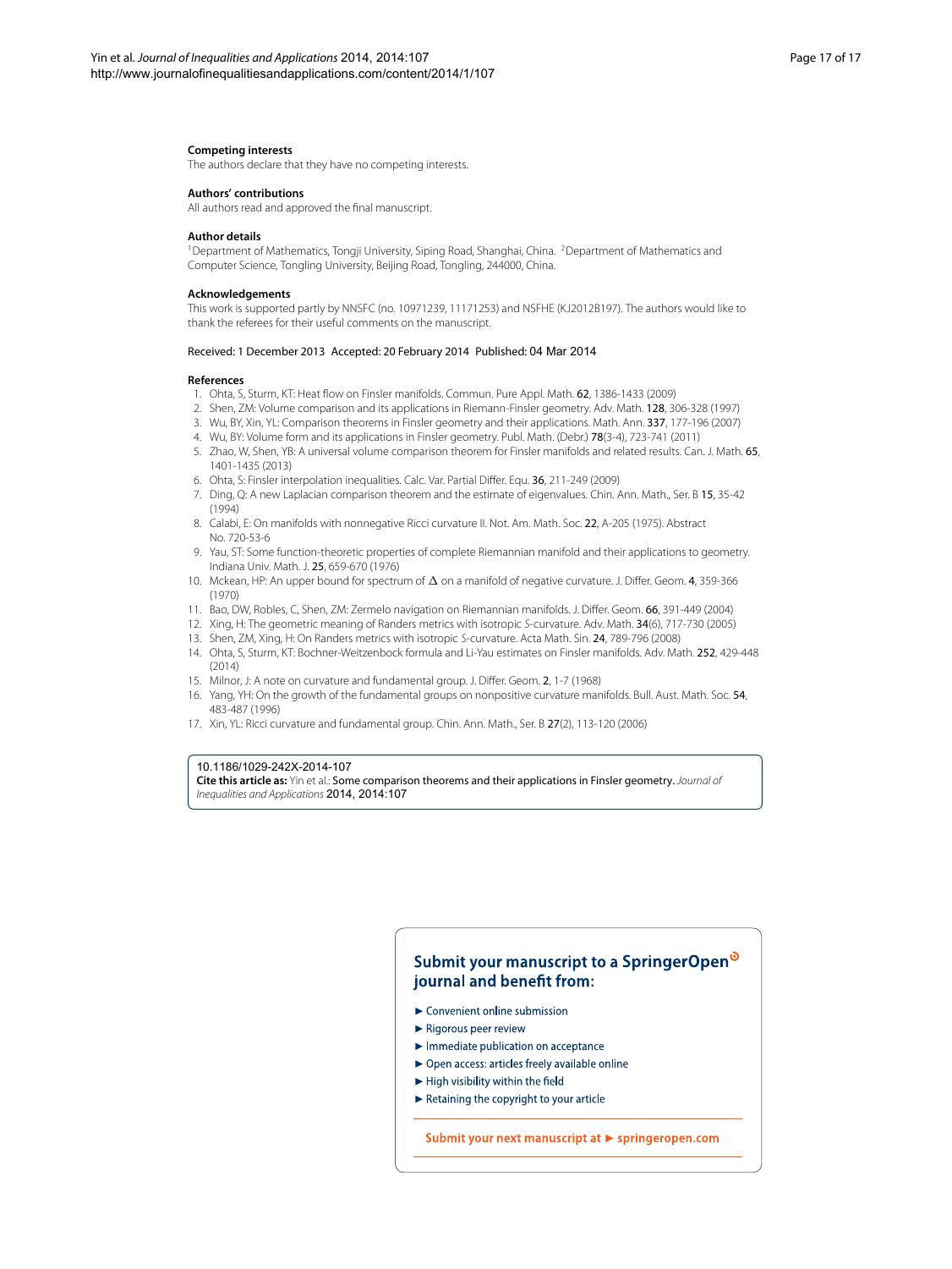### Competing interests

The authors declare that they have no competing interests.

### Authors' contributions

All authors read and approved the final manuscript.

### Author details

[1]Department of Mathematics, Tongji University, Siping Road, Shanghai, China. [2]Department of Mathematics and Computer Science, Tongling University, Beijing Road, Tongling, 244000, China.

### Acknowledgements

This work is supported partly by NNSFC (no. 10971239, 11171253) and NSFHE (KJ2012B197). The authors would like to thank the referees for their useful comments on the manuscript.

Received: 1 December 2013 Accepted: 20 February 2014 Published: 04 Mar 2014

### References

1. Ohta, S, Sturm, KT: Heat flow on Finsler manifolds. Commun. Pure Appl. Math. **62**, 1386-1433 (2009)
2. Shen, ZM: Volume comparison and its applications in Riemann-Finsler geometry. Adv. Math. **128**, 306-328 (1997)
3. Wu, BY, Xin, YL: Comparison theorems in Finsler geometry and their applications. Math. Ann. **337**, 177-196 (2007)
4. Wu, BY: Volume form and its applications in Finsler geometry. Publ. Math. (Debr.) **78**(3-4), 723-741 (2011)
5. Zhao, W, Shen, YB: A universal volume comparison theorem for Finsler manifolds and related results. Can. J. Math. **65**, 1401-1435 (2013)
6. Ohta, S: Finsler interpolation inequalities. Calc. Var. Partial Differ. Equ. **36**, 211-249 (2009)
7. Ding, Q: A new Laplacian comparison theorem and the estimate of eigenvalues. Chin. Ann. Math., Ser. B **15**, 35-42 (1994)
8. Calabi, E: On manifolds with nonnegative Ricci curvature II. Not. Am. Math. Soc. **22**, A-205 (1975). Abstract No. 720-53-6
9. Yau, ST: Some function-theoretic properties of complete Riemannian manifold and their applications to geometry. Indiana Univ. Math. J. **25**, 659-670 (1976)
10. Mckean, HP: An upper bound for spectrum of $\Delta$ on a manifold of negative curvature. J. Differ. Geom. **4**, 359-366 (1970)
11. Bao, DW, Robles, C, Shen, ZM: Zermelo navigation on Riemannian manifolds. J. Differ. Geom. **66**, 391-449 (2004)
12. Xing, H: The geometric meaning of Randers metrics with isotropic *S*-curvature. Adv. Math. **34**(6), 717-730 (2005)
13. Shen, ZM, Xing, H: On Randers metrics with isotropic *S*-curvature. Acta Math. Sin. **24**, 789-796 (2008)
14. Ohta, S, Sturm, KT: Bochner-Weitzenbock formula and Li-Yau estimates on Finsler manifolds. Adv. Math. **252**, 429-448 (2014)
15. Milnor, J: A note on curvature and fundamental group. J. Differ. Geom. **2**, 1-7 (1968)
16. Yang, YH: On the growth of the fundamental groups on nonpositive curvature manifolds. Bull. Aust. Math. Soc. **54**, 483-487 (1996)
17. Xin, YL: Ricci curvature and fundamental group. Chin. Ann. Math., Ser. B **27**(2), 113-120 (2006)

10.1186/1029-242X-2014-107
**Cite this article as:** Yin et al.: Some comparison theorems and their applications in Finsler geometry. *Journal of Inequalities and Applications* 2014, 2014:107

**Submit your manuscript to a SpringerOpen journal and benefit from:**

- ► Convenient online submission
- ► Rigorous peer review
- ► Immediate publication on acceptance
- ► Open access: articles freely available online
- ► High visibility within the field
- ► Retaining the copyright to your article

**Submit your next manuscript at ► springeropen.com**